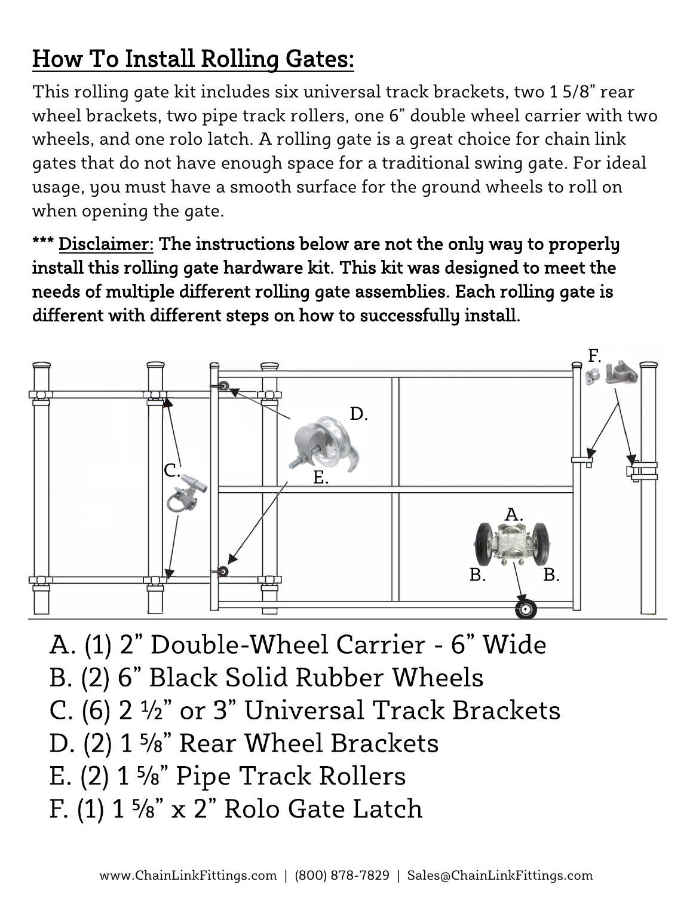# How To Install Rolling Gates:

This rolling gate kit includes six universal track brackets, two 1 5/8" rear wheel brackets, two pipe track rollers, one 6" double wheel carrier with two wheels, and one rolo latch. A rolling gate is a great choice for chain link gates that do not have enough space for a traditional swing gate. For ideal usage, you must have a smooth surface for the ground wheels to roll on when opening the gate.

**\*\*\* Disclaimer: The instructions below are not the only way to properly install this rolling gate hardware kit. This kit was designed to meet the needs of multiple different rolling gate assemblies. Each rolling gate is different with different steps on how to successfully install.**

A. (1) 2" Double-Wheel Carrier - 6" Wide
B. (2) 6" Black Solid Rubber Wheels
C. (6) 2 ½" or 3" Universal Track Brackets
D. (2) 1 ⅝" Rear Wheel Brackets
E. (2) 1 ⅝" Pipe Track Rollers
F. (1) 1 ⅝" x 2" Rolo Gate Latch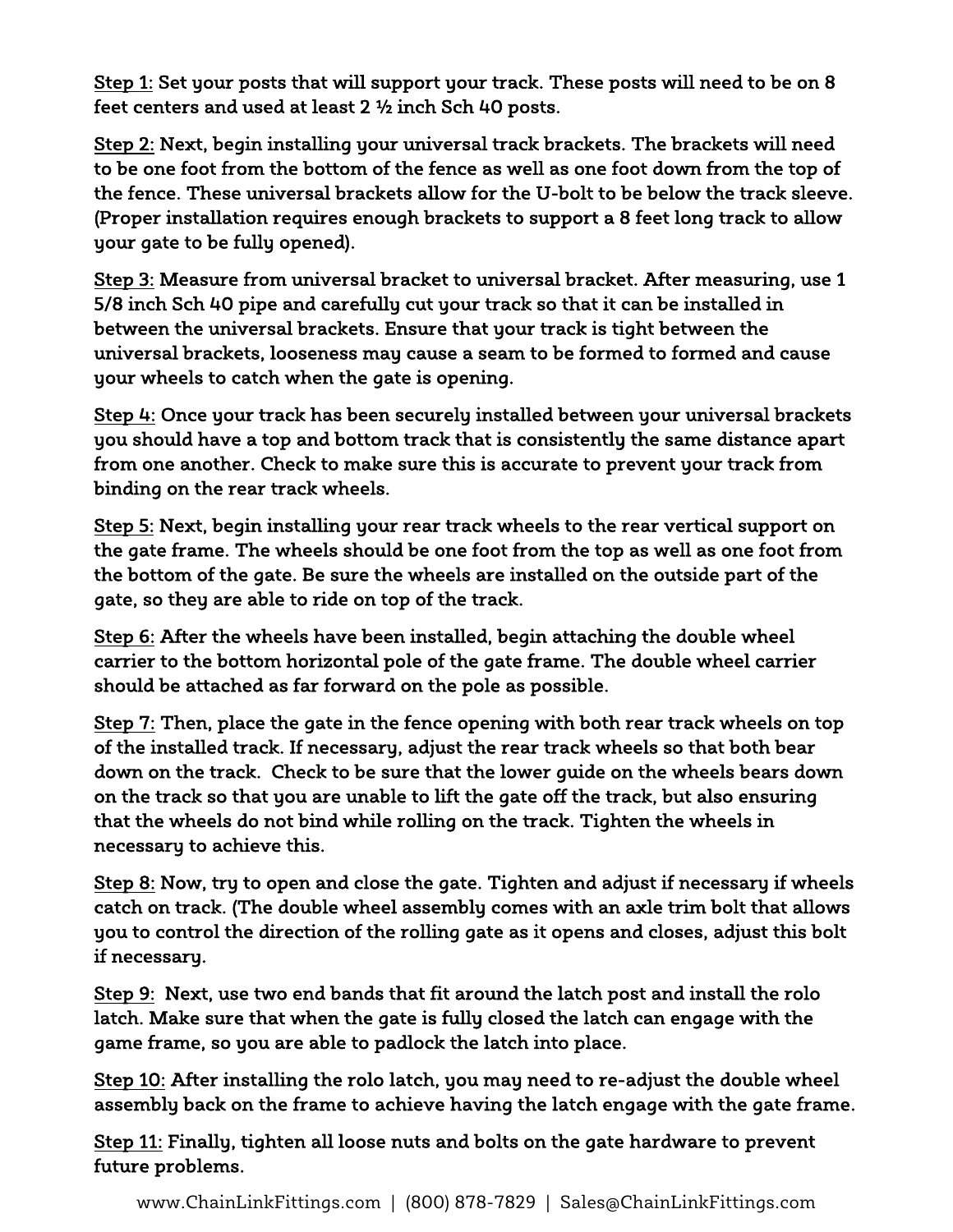Step 1: Set your posts that will support your track. These posts will need to be on 8 feet centers and used at least 2 ½ inch Sch 40 posts.

Step 2: Next, begin installing your universal track brackets. The brackets will need to be one foot from the bottom of the fence as well as one foot down from the top of the fence. These universal brackets allow for the U-bolt to be below the track sleeve. (Proper installation requires enough brackets to support a 8 feet long track to allow your gate to be fully opened).

Step 3: Measure from universal bracket to universal bracket. After measuring, use 1 5/8 inch Sch 40 pipe and carefully cut your track so that it can be installed in between the universal brackets. Ensure that your track is tight between the universal brackets, looseness may cause a seam to be formed to formed and cause your wheels to catch when the gate is opening.

Step 4: Once your track has been securely installed between your universal brackets you should have a top and bottom track that is consistently the same distance apart from one another. Check to make sure this is accurate to prevent your track from binding on the rear track wheels.

Step 5: Next, begin installing your rear track wheels to the rear vertical support on the gate frame. The wheels should be one foot from the top as well as one foot from the bottom of the gate. Be sure the wheels are installed on the outside part of the gate, so they are able to ride on top of the track.

Step 6: After the wheels have been installed, begin attaching the double wheel carrier to the bottom horizontal pole of the gate frame. The double wheel carrier should be attached as far forward on the pole as possible.

Step 7: Then, place the gate in the fence opening with both rear track wheels on top of the installed track. If necessary, adjust the rear track wheels so that both bear down on the track. Check to be sure that the lower guide on the wheels bears down on the track so that you are unable to lift the gate off the track, but also ensuring that the wheels do not bind while rolling on the track. Tighten the wheels in necessary to achieve this.

Step 8: Now, try to open and close the gate. Tighten and adjust if necessary if wheels catch on track. (The double wheel assembly comes with an axle trim bolt that allows you to control the direction of the rolling gate as it opens and closes, adjust this bolt if necessary.

Step 9: Next, use two end bands that fit around the latch post and install the rolo latch. Make sure that when the gate is fully closed the latch can engage with the game frame, so you are able to padlock the latch into place.

Step 10: After installing the rolo latch, you may need to re-adjust the double wheel assembly back on the frame to achieve having the latch engage with the gate frame.

Step 11: Finally, tighten all loose nuts and bolts on the gate hardware to prevent future problems.

www.ChainLinkFittings.com | (800) 878-7829 | Sales@ChainLinkFittings.com